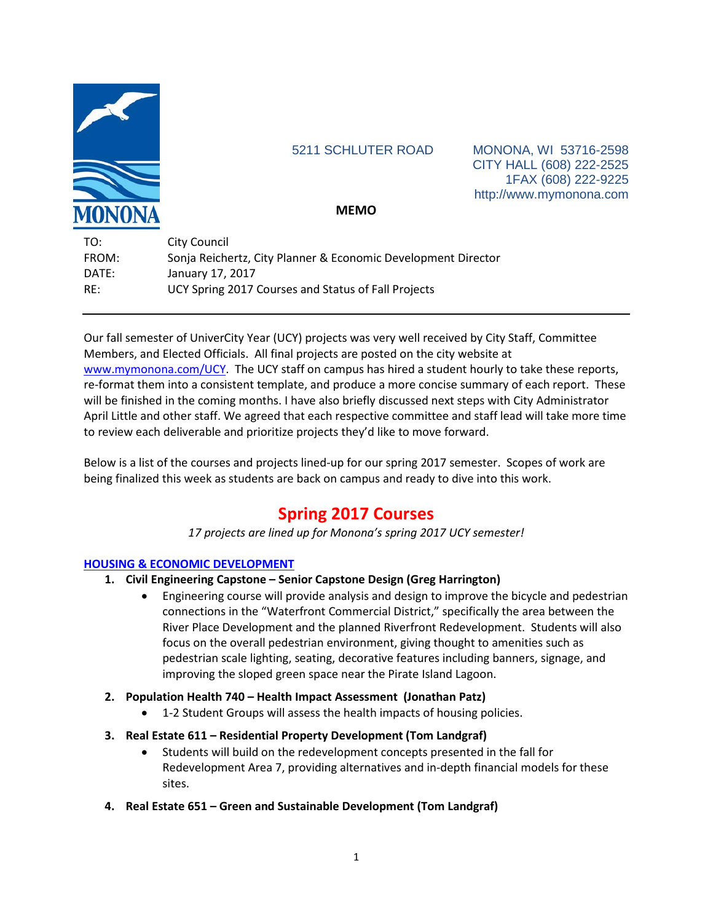MONONA

5211 SCHLUTER ROAD

MONONA, WI 53716-2598
CITY HALL (608) 222-2525
1FAX (608) 222-9225
http://www.mymonona.com

**MEMO**

TO: City Council
FROM: Sonja Reichertz, City Planner & Economic Development Director
DATE: January 17, 2017
RE: UCY Spring 2017 Courses and Status of Fall Projects

---

Our fall semester of UniverCity Year (UCY) projects was very well received by City Staff, Committee Members, and Elected Officials. All final projects are posted on the city website at www.mymonona.com/UCY. The UCY staff on campus has hired a student hourly to take these reports, re-format them into a consistent template, and produce a more concise summary of each report. These will be finished in the coming months. I have also briefly discussed next steps with City Administrator April Little and other staff. We agreed that each respective committee and staff lead will take more time to review each deliverable and prioritize projects they'd like to move forward.

Below is a list of the courses and projects lined-up for our spring 2017 semester. Scopes of work are being finalized this week as students are back on campus and ready to dive into this work.

## Spring 2017 Courses

*17 projects are lined up for Monona's spring 2017 UCY semester!*

### HOUSING & ECONOMIC DEVELOPMENT

1. **Civil Engineering Capstone – Senior Capstone Design (Greg Harrington)**
   - Engineering course will provide analysis and design to improve the bicycle and pedestrian connections in the "Waterfront Commercial District," specifically the area between the River Place Development and the planned Riverfront Redevelopment. Students will also focus on the overall pedestrian environment, giving thought to amenities such as pedestrian scale lighting, seating, decorative features including banners, signage, and improving the sloped green space near the Pirate Island Lagoon.
2. **Population Health 740 – Health Impact Assessment (Jonathan Patz)**
   - 1-2 Student Groups will assess the health impacts of housing policies.
3. **Real Estate 611 – Residential Property Development (Tom Landgraf)**
   - Students will build on the redevelopment concepts presented in the fall for Redevelopment Area 7, providing alternatives and in-depth financial models for these sites.
4. **Real Estate 651 – Green and Sustainable Development (Tom Landgraf)**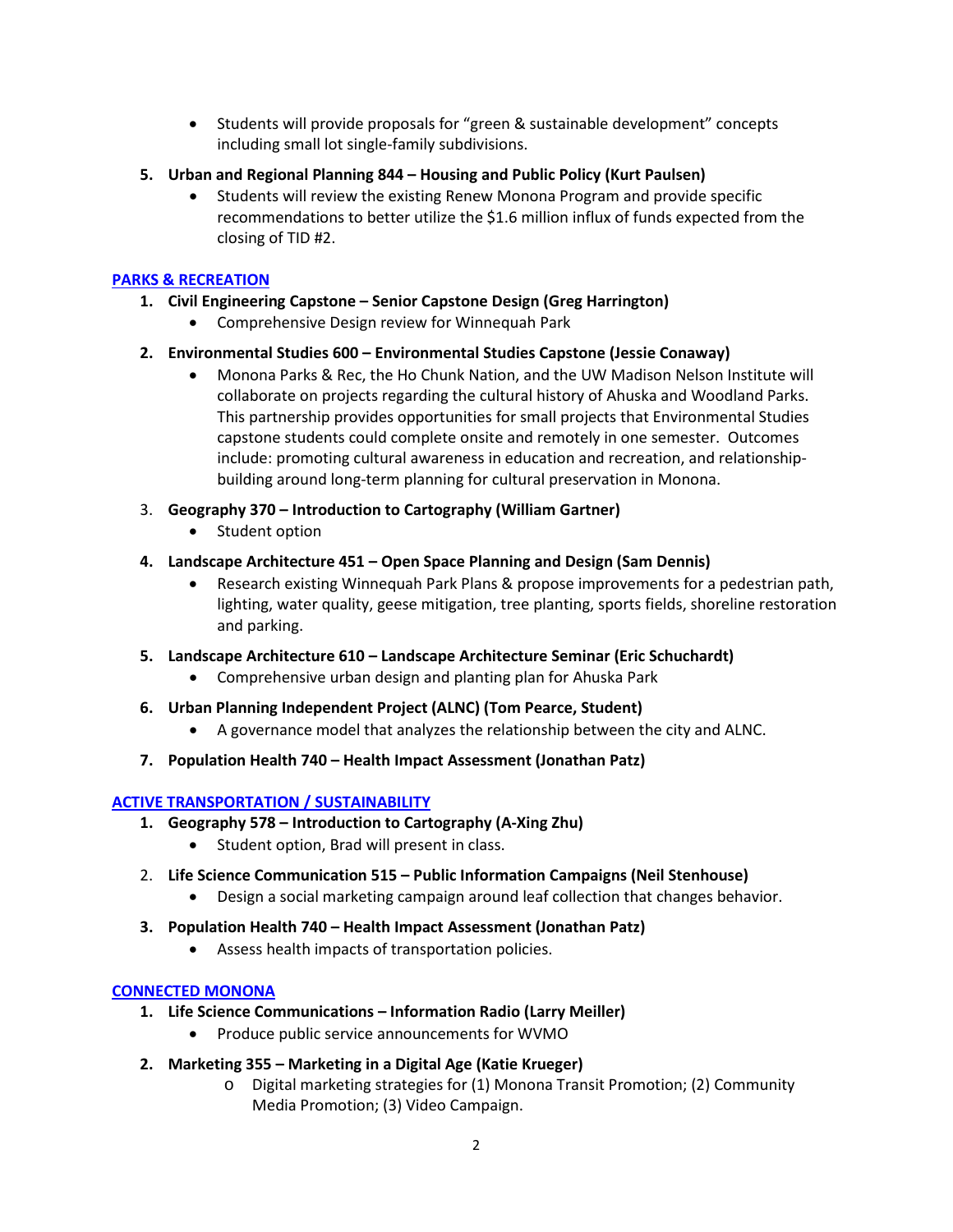- Students will provide proposals for "green & sustainable development" concepts including small lot single-family subdivisions.

5. **Urban and Regional Planning 844 – Housing and Public Policy (Kurt Paulsen)**
   - Students will review the existing Renew Monona Program and provide specific recommendations to better utilize the $1.6 million influx of funds expected from the closing of TID #2.

**PARKS & RECREATION**

1. **Civil Engineering Capstone – Senior Capstone Design (Greg Harrington)**
   - Comprehensive Design review for Winnequah Park
2. **Environmental Studies 600 – Environmental Studies Capstone (Jessie Conaway)**
   - Monona Parks & Rec, the Ho Chunk Nation, and the UW Madison Nelson Institute will collaborate on projects regarding the cultural history of Ahuska and Woodland Parks. This partnership provides opportunities for small projects that Environmental Studies capstone students could complete onsite and remotely in one semester. Outcomes include: promoting cultural awareness in education and recreation, and relationship-building around long-term planning for cultural preservation in Monona.
3. **Geography 370 – Introduction to Cartography (William Gartner)**
   - Student option
4. **Landscape Architecture 451 – Open Space Planning and Design (Sam Dennis)**
   - Research existing Winnequah Park Plans & propose improvements for a pedestrian path, lighting, water quality, geese mitigation, tree planting, sports fields, shoreline restoration and parking.
5. **Landscape Architecture 610 – Landscape Architecture Seminar (Eric Schuchardt)**
   - Comprehensive urban design and planting plan for Ahuska Park
6. **Urban Planning Independent Project (ALNC) (Tom Pearce, Student)**
   - A governance model that analyzes the relationship between the city and ALNC.
7. **Population Health 740 – Health Impact Assessment (Jonathan Patz)**

**ACTIVE TRANSPORTATION / SUSTAINABILITY**

1. **Geography 578 – Introduction to Cartography (A-Xing Zhu)**
   - Student option, Brad will present in class.
2. **Life Science Communication 515 – Public Information Campaigns (Neil Stenhouse)**
   - Design a social marketing campaign around leaf collection that changes behavior.
3. **Population Health 740 – Health Impact Assessment (Jonathan Patz)**
   - Assess health impacts of transportation policies.

**CONNECTED MONONA**

1. **Life Science Communications – Information Radio (Larry Meiller)**
   - Produce public service announcements for WVMO
2. **Marketing 355 – Marketing in a Digital Age (Katie Krueger)**
   - Digital marketing strategies for (1) Monona Transit Promotion; (2) Community Media Promotion; (3) Video Campaign.